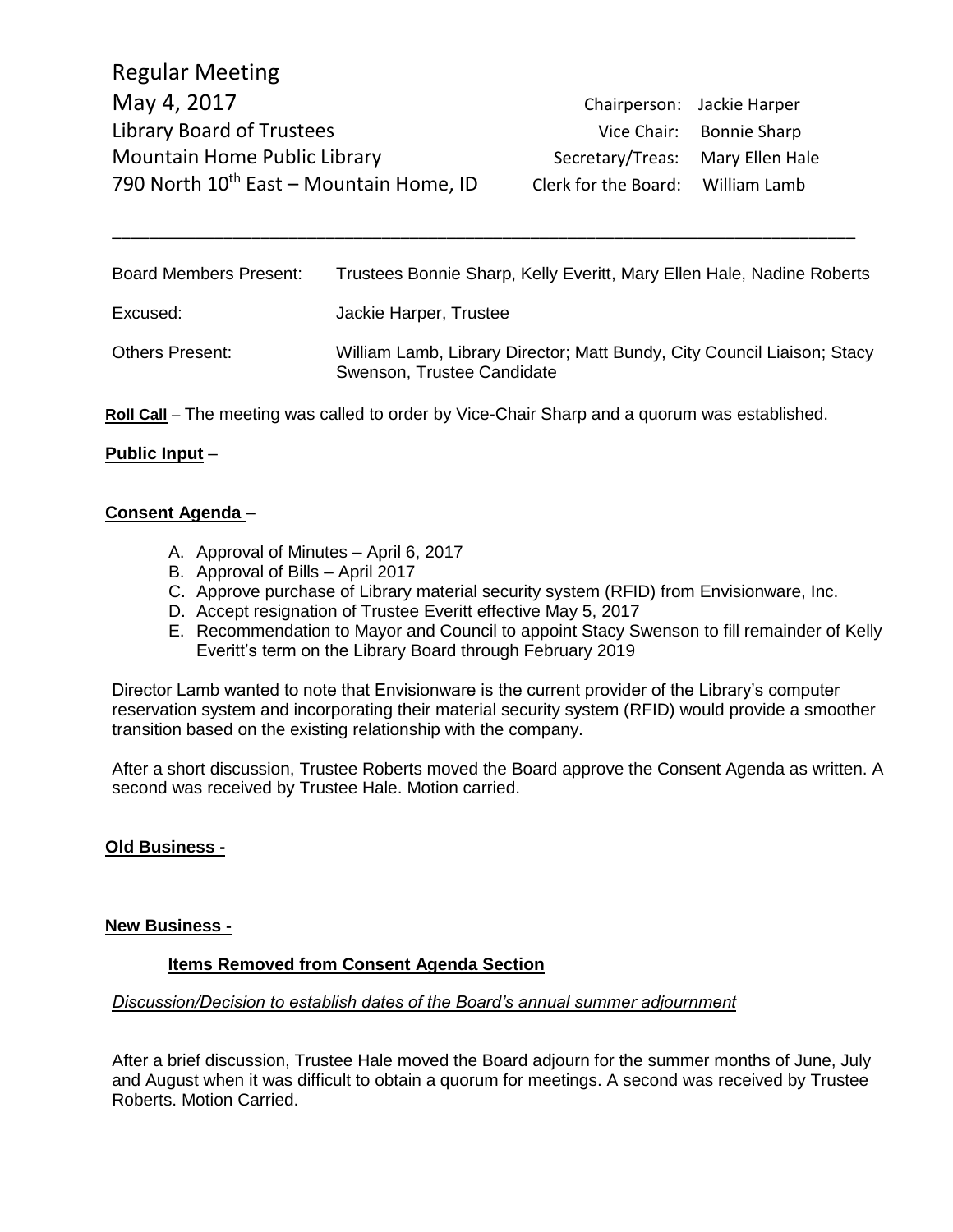# Regular Meeting

**May 4, 2017**
**Library Board of Trustees**
**Mountain Home Public Library**
**790 North 10th East – Mountain Home, ID**

Chairperson: Jackie Harper
Vice Chair: Bonnie Sharp
Secretary/Treas: Mary Ellen Hale
Clerk for the Board: William Lamb

---

| | |
|---|---|
| Board Members Present: | Trustees Bonnie Sharp, Kelly Everitt, Mary Ellen Hale, Nadine Roberts |
| Excused: | Jackie Harper, Trustee |
| Others Present: | William Lamb, Library Director; Matt Bundy, City Council Liaison; Stacy Swenson, Trustee Candidate |

**Roll Call** – The meeting was called to order by Vice-Chair Sharp and a quorum was established.

**Public Input** –

**Consent Agenda** –

A. Approval of Minutes – April 6, 2017
B. Approval of Bills – April 2017
C. Approve purchase of Library material security system (RFID) from Envisionware, Inc.
D. Accept resignation of Trustee Everitt effective May 5, 2017
E. Recommendation to Mayor and Council to appoint Stacy Swenson to fill remainder of Kelly Everitt's term on the Library Board through February 2019

Director Lamb wanted to note that Envisionware is the current provider of the Library's computer reservation system and incorporating their material security system (RFID) would provide a smoother transition based on the existing relationship with the company.

After a short discussion, Trustee Roberts moved the Board approve the Consent Agenda as written. A second was received by Trustee Hale. Motion carried.

**Old Business -**

**New Business -**

**Items Removed from Consent Agenda Section**

*Discussion/Decision to establish dates of the Board's annual summer adjournment*

After a brief discussion, Trustee Hale moved the Board adjourn for the summer months of June, July and August when it was difficult to obtain a quorum for meetings. A second was received by Trustee Roberts. Motion Carried.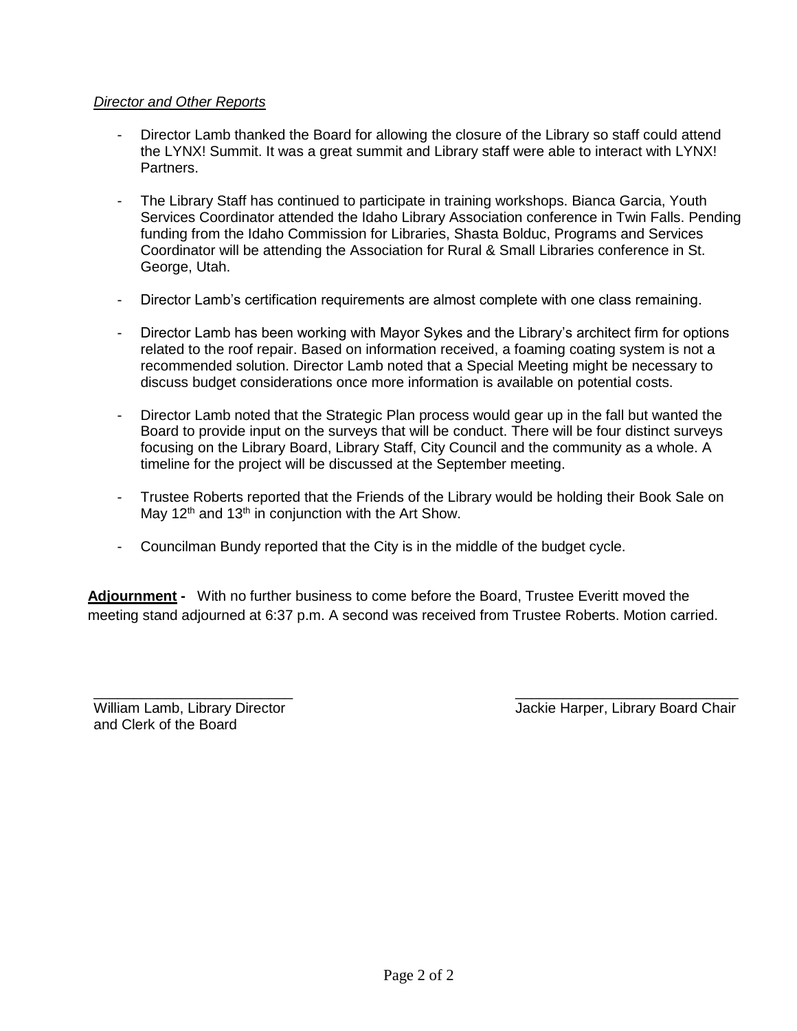*Director and Other Reports*

- Director Lamb thanked the Board for allowing the closure of the Library so staff could attend the LYNX! Summit. It was a great summit and Library staff were able to interact with LYNX! Partners.

- The Library Staff has continued to participate in training workshops. Bianca Garcia, Youth Services Coordinator attended the Idaho Library Association conference in Twin Falls. Pending funding from the Idaho Commission for Libraries, Shasta Bolduc, Programs and Services Coordinator will be attending the Association for Rural & Small Libraries conference in St. George, Utah.

- Director Lamb's certification requirements are almost complete with one class remaining.

- Director Lamb has been working with Mayor Sykes and the Library's architect firm for options related to the roof repair. Based on information received, a foaming coating system is not a recommended solution. Director Lamb noted that a Special Meeting might be necessary to discuss budget considerations once more information is available on potential costs.

- Director Lamb noted that the Strategic Plan process would gear up in the fall but wanted the Board to provide input on the surveys that will be conduct. There will be four distinct surveys focusing on the Library Board, Library Staff, City Council and the community as a whole. A timeline for the project will be discussed at the September meeting.

- Trustee Roberts reported that the Friends of the Library would be holding their Book Sale on May 12th and 13th in conjunction with the Art Show.

- Councilman Bundy reported that the City is in the middle of the budget cycle.

**Adjournment -** With no further business to come before the Board, Trustee Everitt moved the meeting stand adjourned at 6:37 p.m. A second was received from Trustee Roberts. Motion carried.

___________________________
William Lamb, Library Director
and Clerk of the Board

___________________________
Jackie Harper, Library Board Chair